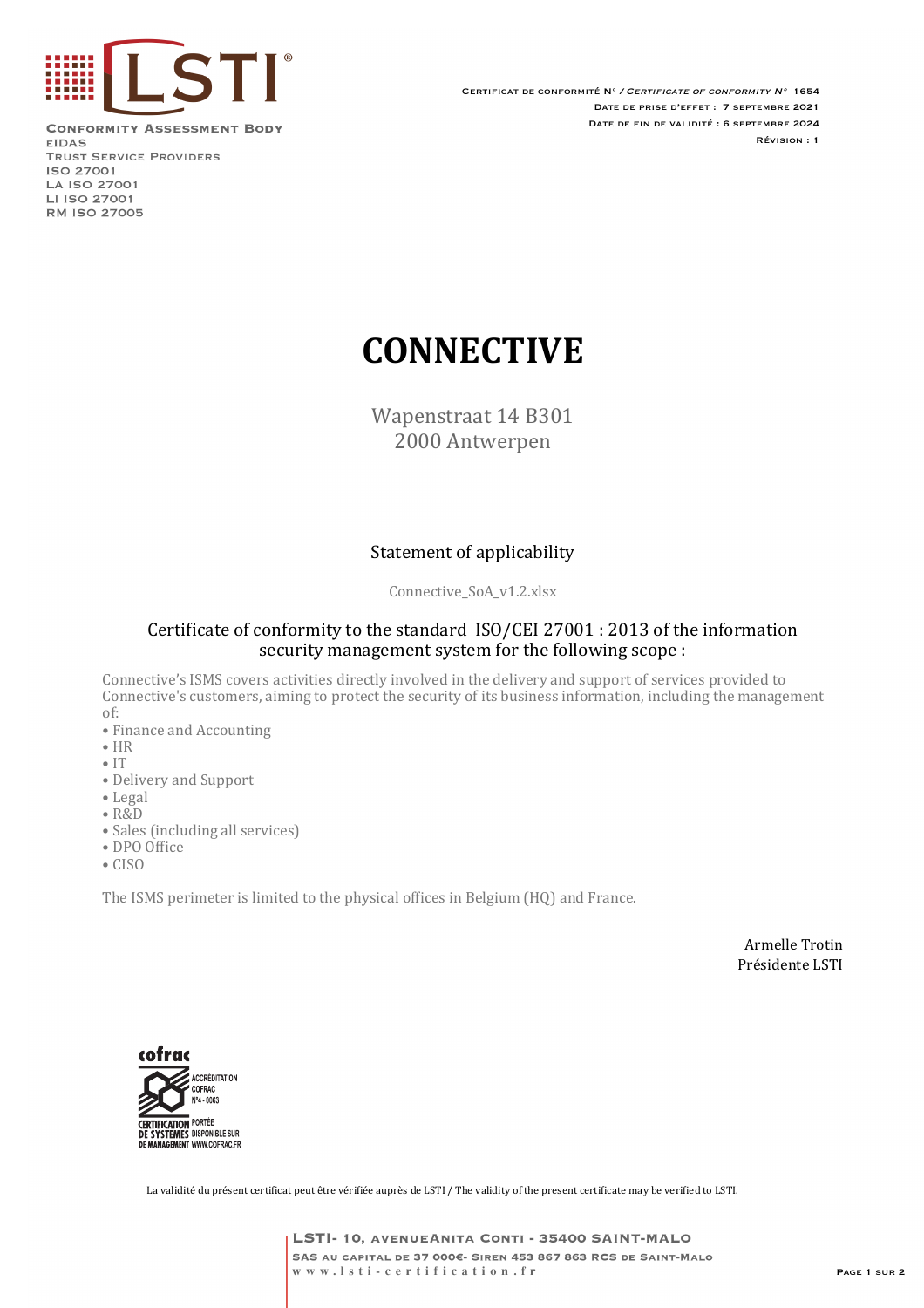**LSTI**

Conformity Assessment Body
eIDAS
Trust Service Providers
ISO 27001
LA ISO 27001
LI ISO 27001
RM ISO 27005

Certificat de conformité N° / *Certificate of conformity N°* 1654
Date de prise d'effet : 7 septembre 2021
Date de fin de validité : 6 septembre 2024
Révision : 1

# CONNECTIVE

Wapenstraat 14 B301
2000 Antwerpen

Statement of applicability

Connective_SoA_v1.2.xlsx

Certificate of conformity to the standard ISO/CEI 27001 : 2013 of the information security management system for the following scope :

Connective's ISMS covers activities directly involved in the delivery and support of services provided to Connective's customers, aiming to protect the security of its business information, including the management of:

- Finance and Accounting
- HR
- IT
- Delivery and Support
- Legal
- R&D
- Sales (including all services)
- DPO Office
- CISO

The ISMS perimeter is limited to the physical offices in Belgium (HQ) and France.

Armelle Trotin
Présidente LSTI

cofrac
ACCRÉDITATION COFRAC N°4-0063
CERTIFICATION DE SYSTEMES DE MANAGEMENT
PORTÉE DISPONIBLE SUR WWW.COFRAC.FR

La validité du présent certificat peut être vérifiée auprès de LSTI / The validity of the present certificate may be verified to LSTI.

LSTI- 10, avenueAnita Conti - 35400 Saint-Malo
SAS au capital de 37 000€- Siren 453 867 863 RCS de Saint-Malo
www.lsti-certification.fr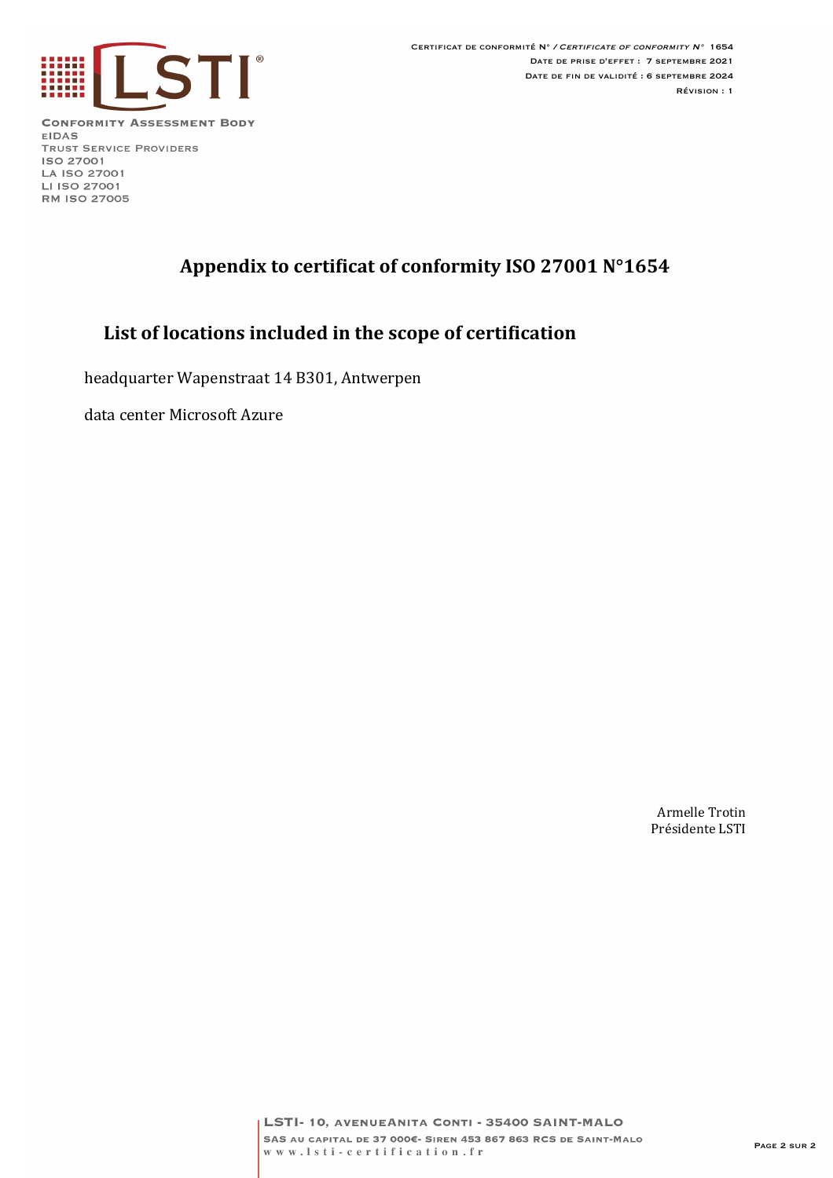Conformity Assessment Body
eIDAS
Trust Service Providers
ISO 27001
LA ISO 27001
LI ISO 27001
RM ISO 27005

Certificat de conformité N° / *Certificate of conformity N°* 1654
Date de prise d'effet : 7 septembre 2021
Date de fin de validité : 6 septembre 2024
Révision : 1

# Appendix to certificat of conformity ISO 27001 N°1654

## List of locations included in the scope of certification

headquarter Wapenstraat 14 B301, Antwerpen

data center Microsoft Azure

Armelle Trotin
Présidente LSTI

LSTI- 10, avenueAnita Conti - 35400 SAINT-MALO
SAS au capital de 37 000€- Siren 453 867 863 RCS de Saint-Malo
www.lsti-certification.fr